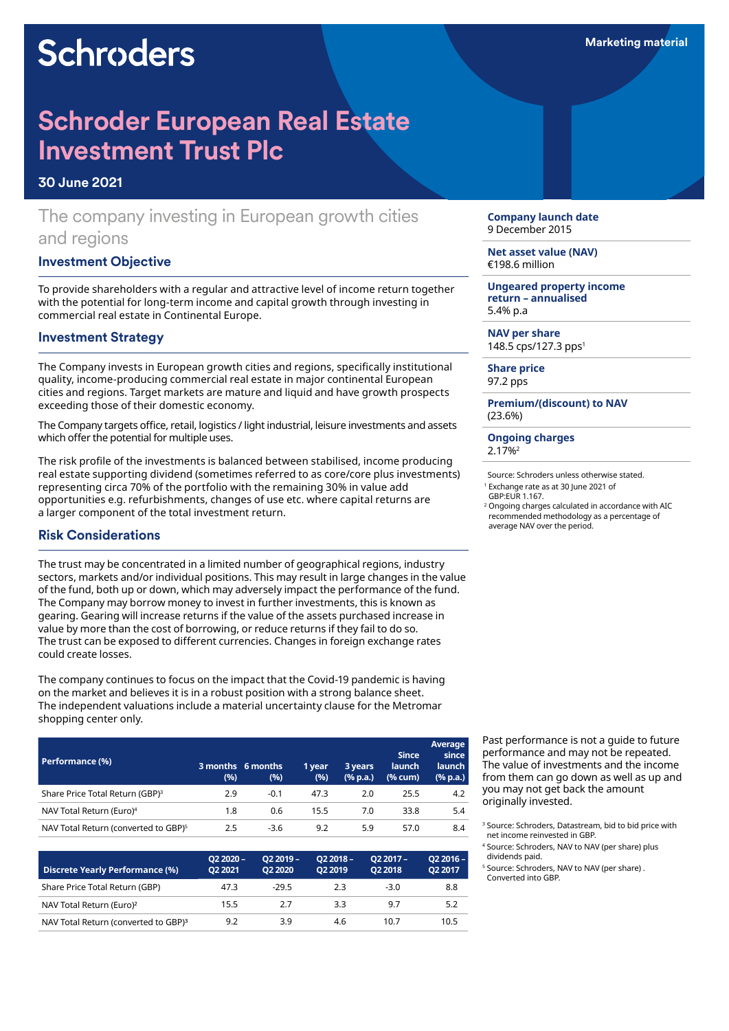Schroders

Marketing material

# Schroder European Real Estate Investment Trust Plc

**30 June 2021**

## The company investing in European growth cities and regions

### Investment Objective

To provide shareholders with a regular and attractive level of income return together with the potential for long-term income and capital growth through investing in commercial real estate in Continental Europe.

### Investment Strategy

The Company invests in European growth cities and regions, specifically institutional quality, income-producing commercial real estate in major continental European cities and regions. Target markets are mature and liquid and have growth prospects exceeding those of their domestic economy.

The Company targets office, retail, logistics / light industrial, leisure investments and assets which offer the potential for multiple uses.

The risk profile of the investments is balanced between stabilised, income producing real estate supporting dividend (sometimes referred to as core/core plus investments) representing circa 70% of the portfolio with the remaining 30% in value add opportunities e.g. refurbishments, changes of use etc. where capital returns are a larger component of the total investment return.

### Risk Considerations

The trust may be concentrated in a limited number of geographical regions, industry sectors, markets and/or individual positions. This may result in large changes in the value of the fund, both up or down, which may adversely impact the performance of the fund. The Company may borrow money to invest in further investments, this is known as gearing. Gearing will increase returns if the value of the assets purchased increase in value by more than the cost of borrowing, or reduce returns if they fail to do so. The trust can be exposed to different currencies. Changes in foreign exchange rates could create losses.

The company continues to focus on the impact that the Covid-19 pandemic is having on the market and believes it is in a robust position with a strong balance sheet. The independent valuations include a material uncertainty clause for the Metromar shopping center only.

**Company launch date**
9 December 2015

**Net asset value (NAV)**
€198.6 million

**Ungeared property income return – annualised**
5.4% p.a

**NAV per share**
148.5 cps/127.3 pps[1]

**Share price**
97.2 pps

**Premium/(discount) to NAV**
(23.6%)

**Ongoing charges**
2.17%[2]

Source: Schroders unless otherwise stated.
[1] Exchange rate as at 30 June 2021 of GBP:EUR 1.167.
[2] Ongoing charges calculated in accordance with AIC recommended methodology as a percentage of average NAV over the period.

| Performance (%) | 3 months (%) | 6 months (%) | 1 year (%) | 3 years (% p.a.) | Since launch (% cum) | Average since launch (% p.a.) |
|---|---|---|---|---|---|---|
| Share Price Total Return (GBP)[3] | 2.9 | -0.1 | 47.3 | 2.0 | 25.5 | 4.2 |
| NAV Total Return (Euro)[4] | 1.8 | 0.6 | 15.5 | 7.0 | 33.8 | 5.4 |
| NAV Total Return (converted to GBP)[5] | 2.5 | -3.6 | 9.2 | 5.9 | 57.0 | 8.4 |

| Discrete Yearly Performance (%) | Q2 2020 – Q2 2021 | Q2 2019 – Q2 2020 | Q2 2018 – Q2 2019 | Q2 2017 – Q2 2018 | Q2 2016 – Q2 2017 |
|---|---|---|---|---|---|
| Share Price Total Return (GBP) | 47.3 | -29.5 | 2.3 | -3.0 | 8.8 |
| NAV Total Return (Euro)[2] | 15.5 | 2.7 | 3.3 | 9.7 | 5.2 |
| NAV Total Return (converted to GBP)[3] | 9.2 | 3.9 | 4.6 | 10.7 | 10.5 |

Past performance is not a guide to future performance and may not be repeated. The value of investments and the income from them can go down as well as up and you may not get back the amount originally invested.

[3] Source: Schroders, Datastream, bid to bid price with net income reinvested in GBP.
[4] Source: Schroders, NAV to NAV (per share) plus dividends paid.
[5] Source: Schroders, NAV to NAV (per share) . Converted into GBP.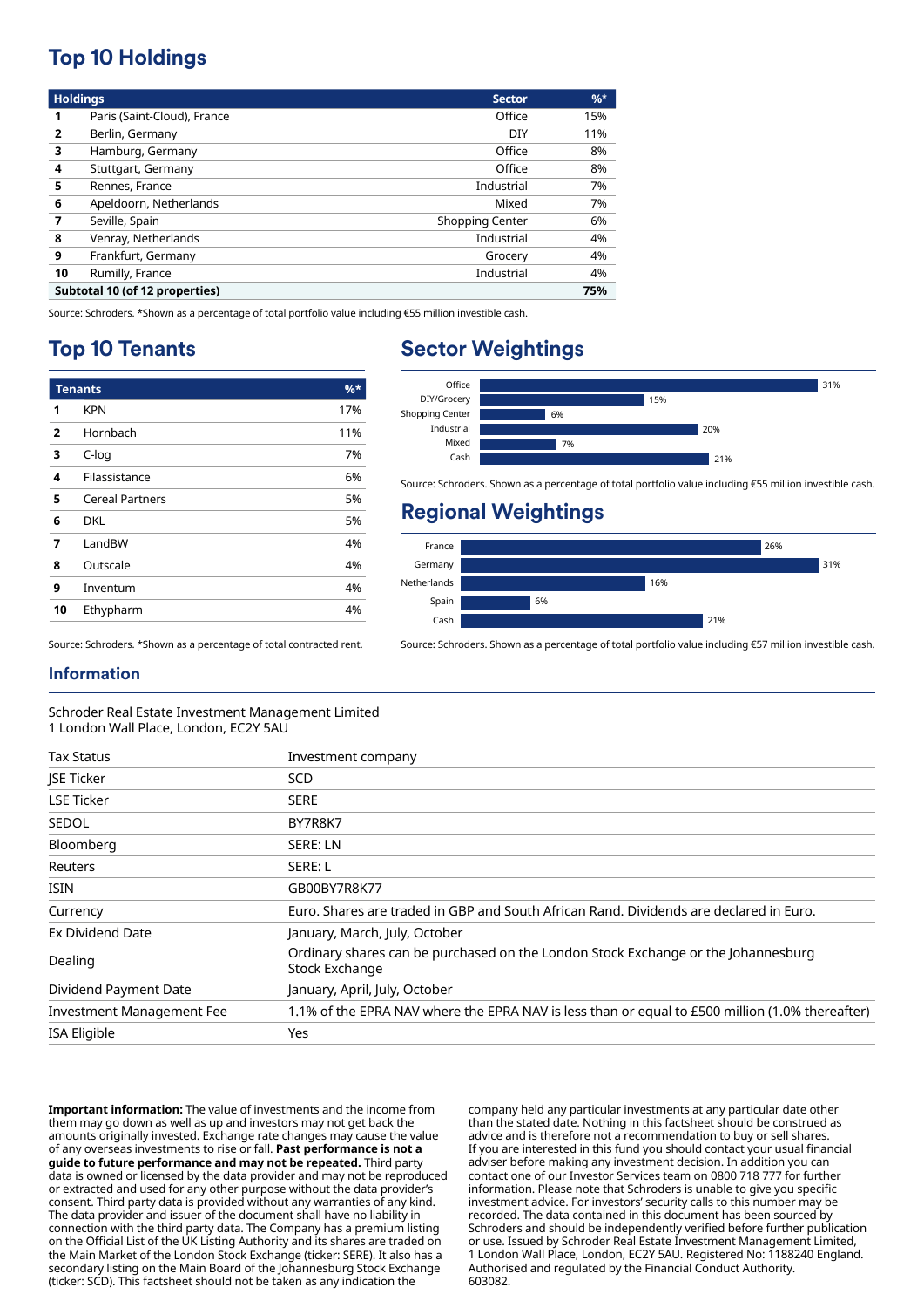## Top 10 Holdings

| Holdings | | Sector | %* |
|---|---|---|---|
| 1 | Paris (Saint-Cloud), France | Office | 15% |
| 2 | Berlin, Germany | DIY | 11% |
| 3 | Hamburg, Germany | Office | 8% |
| 4 | Stuttgart, Germany | Office | 8% |
| 5 | Rennes, France | Industrial | 7% |
| 6 | Apeldoorn, Netherlands | Mixed | 7% |
| 7 | Seville, Spain | Shopping Center | 6% |
| 8 | Venray, Netherlands | Industrial | 4% |
| 9 | Frankfurt, Germany | Grocery | 4% |
| 10 | Rumilly, France | Industrial | 4% |
| **Subtotal 10 (of 12 properties)** | | | **75%** |

Source: Schroders. *Shown as a percentage of total portfolio value including €55 million investible cash.

## Top 10 Tenants

| Tenants | | %* |
|---|---|---|
| 1 | KPN | 17% |
| 2 | Hornbach | 11% |
| 3 | C-log | 7% |
| 4 | Filassistance | 6% |
| 5 | Cereal Partners | 5% |
| 6 | DKL | 5% |
| 7 | LandBW | 4% |
| 8 | Outscale | 4% |
| 9 | Inventum | 4% |
| 10 | Ethypharm | 4% |

Source: Schroders. *Shown as a percentage of total contracted rent.

## Sector Weightings

Office 31%
DIY/Grocery 15%
Shopping Center 6%
Industrial 20%
Mixed 7%
Cash 21%

Source: Schroders. Shown as a percentage of total portfolio value including €55 million investible cash.

## Regional Weightings

France 26%
Germany 31%
Netherlands 16%
Spain 6%
Cash 21%

Source: Schroders. Shown as a percentage of total portfolio value including €57 million investible cash.

## Information

Schroder Real Estate Investment Management Limited
1 London Wall Place, London, EC2Y 5AU

| | |
|---|---|
| Tax Status | Investment company |
| JSE Ticker | SCD |
| LSE Ticker | SERE |
| SEDOL | BY7R8K7 |
| Bloomberg | SERE: LN |
| Reuters | SERE: L |
| ISIN | GB00BY7R8K77 |
| Currency | Euro. Shares are traded in GBP and South African Rand. Dividends are declared in Euro. |
| Ex Dividend Date | January, March, July, October |
| Dealing | Ordinary shares can be purchased on the London Stock Exchange or the Johannesburg Stock Exchange |
| Dividend Payment Date | January, April, July, October |
| Investment Management Fee | 1.1% of the EPRA NAV where the EPRA NAV is less than or equal to £500 million (1.0% thereafter) |
| ISA Eligible | Yes |

**Important information:** The value of investments and the income from them may go down as well as up and investors may not get back the amounts originally invested. Exchange rate changes may cause the value of any overseas investments to rise or fall. **Past performance is not a guide to future performance and may not be repeated.** Third party data is owned or licensed by the data provider and may not be reproduced or extracted and used for any other purpose without the data provider's consent. Third party data is provided without any warranties of any kind. The data provider and issuer of the document shall have no liability in connection with the third party data. The Company has a premium listing on the Official List of the UK Listing Authority and its shares are traded on the Main Market of the London Stock Exchange (ticker: SERE). It also has a secondary listing on the Main Board of the Johannesburg Stock Exchange (ticker: SCD). This factsheet should not be taken as any indication the company held any particular investments at any particular date other than the stated date. Nothing in this factsheet should be construed as advice and is therefore not a recommendation to buy or sell shares. If you are interested in this fund you should contact your usual financial adviser before making any investment decision. In addition you can contact one of our Investor Services team on 0800 718 777 for further information. Please note that Schroders is unable to give you specific investment advice. For investors' security calls to this number may be recorded. The data contained in this document has been sourced by Schroders and should be independently verified before further publication or use. Issued by Schroder Real Estate Investment Management Limited, 1 London Wall Place, London, EC2Y 5AU. Registered No: 1188240 England. Authorised and regulated by the Financial Conduct Authority. 603082.